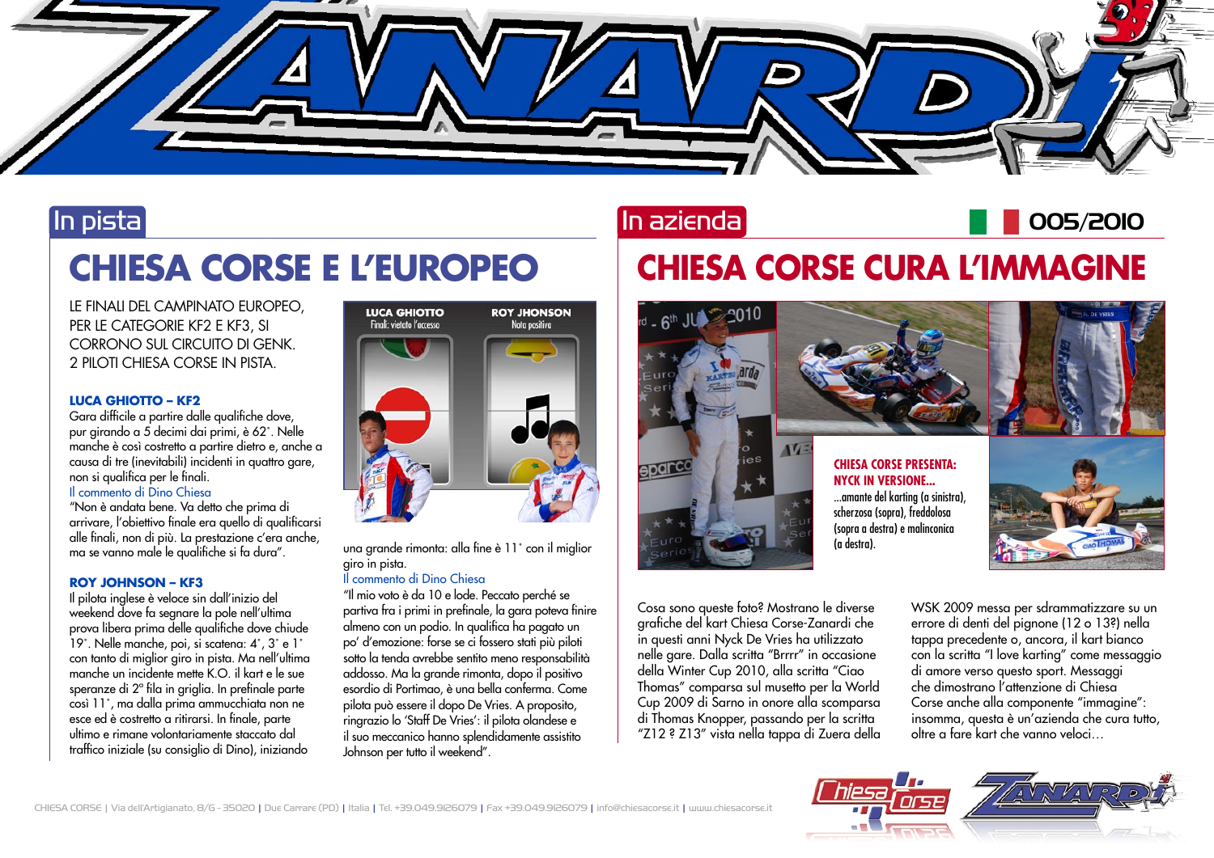## In pista

# CHIESA CORSE E L'EUROPEO

LE FINALI DEL CAMPINATO EUROPEO, PER LE CATEGORIE KF2 E KF3, SI CORRONO SUL CIRCUITO DI GENK. 2 PILOTI CHIESA CORSE IN PISTA.

### LUCA GHIOTTO – KF2

Gara difficile a partire dalle qualifiche dove, pur girando a 5 decimi dai primi, è 62°. Nelle manche è così costretto a partire dietro e, anche a causa di tre (inevitabili) incidenti in quattro gare, non si qualifica per le finali.

Il commento di Dino Chiesa

"Non è andata bene. Va detto che prima di arrivare, l'obiettivo finale era quello di qualificarsi alle finali, non di più. La prestazione c'era anche, ma se vanno male le qualifiche si fa dura".

### ROY JOHNSON – KF3

Il pilota inglese è veloce sin dall'inizio del weekend dove fa segnare la pole nell'ultima prova libera prima delle qualifiche dove chiude 19°. Nelle manche, poi, si scatena: 4°, 3° e 1° con tanto di miglior giro in pista. Ma nell'ultima manche un incidente mette K.O. il kart e le sue speranze di 2ª fila in griglia. In prefinale parte così 11°, ma dalla prima ammucchiata non ne esce ed è costretto a ritirarsi. In finale, parte ultimo e rimane volontariamente staccato dal traffico iniziale (su consiglio di Dino), iniziando una grande rimonta: alla fine è 11° con il miglior giro in pista.

Il commento di Dino Chiesa

"Il mio voto è da 10 e lode. Peccato perché se partiva fra i primi in prefinale, la gara poteva finire almeno con un podio. In qualifica ha pagato un po' d'emozione: forse se ci fossero stati più piloti sotto la tenda avrebbe sentito meno responsabilità addosso. Ma la grande rimonta, dopo il positivo esordio di Portimao, è una bella conferma. Come pilota può essere il dopo De Vries. A proposito, ringrazio lo 'Staff De Vries': il pilota olandese e il suo meccanico hanno splendidamente assistito Johnson per tutto il weekend".

**LUCA GHIOTTO** Finali: vietato l'accesso

**ROY JHONSON** Nota positiva

## In azienda

005/2010

# CHIESA CORSE CURA L'IMMAGINE

**CHIESA CORSE PRESENTA: NYCK IN VERSIONE...**

...amante del karting (a sinistra), scherzosa (sopra), freddolosa (sopra a destra) e malinconica (a destra).

Cosa sono queste foto? Mostrano le diverse grafiche del kart Chiesa Corse-Zanardi che in questi anni Nyck De Vries ha utilizzato nelle gare. Dalla scritta "Brrrr" in occasione della Winter Cup 2010, alla scritta "Ciao Thomas" comparsa sul musetto per la World Cup 2009 di Sarno in onore alla scomparsa di Thomas Knopper, passando per la scritta "Z12 ? Z13" vista nella tappa di Zuera della WSK 2009 messa per sdrammatizzare su un errore di denti del pignone (12 o 13?) nella tappa precedente o, ancora, il kart bianco con la scritta "I love karting" come messaggio di amore verso questo sport. Messaggi che dimostrano l'attenzione di Chiesa Corse anche alla componente "immagine": insomma, questa è un'azienda che cura tutto, oltre a fare kart che vanno veloci…

CHIESA CORSE | Via dell'Artigianato, 8/G - 35020 | Due Carrare (PD) | Italia | Tel. +39.049.9126079 | Fax +39.049.9126079 | info@chiesacorse.it | www.chiesacorse.it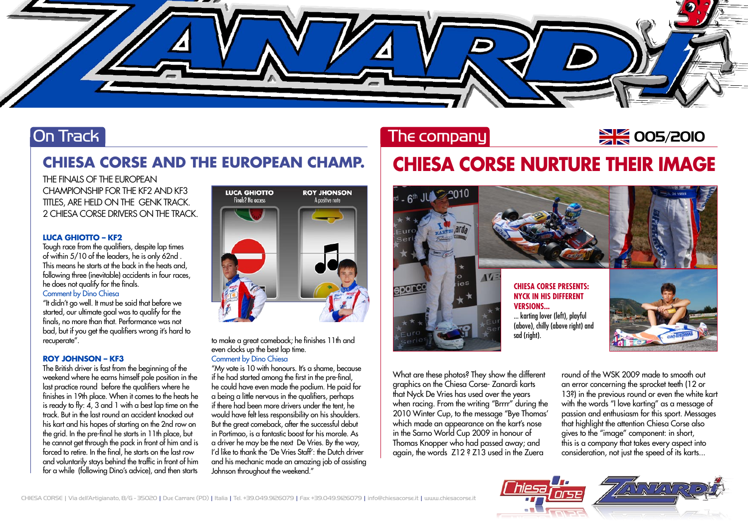## On Track

# CHIESA CORSE AND THE EUROPEAN CHAMP.

THE FINALS OF THE EUROPEAN CHAMPIONSHIP FOR THE KF2 AND KF3 TITLES, ARE HELD ON THE GENK TRACK. 2 CHIESA CORSE DRIVERS ON THE TRACK.

LUCA GHIOTTO
Finals? No access

ROY JHONSON
A positive note

### LUCA GHIOTTO – KF2

Tough race from the qualifiers, despite lap times of within 5/10 of the leaders, he is only 62nd . This means he starts at the back in the heats and, following three (inevitable) accidents in four races, he does not qualify for the finals.

Comment by Dino Chiesa

"It didn't go well. It must be said that before we started, our ultimate goal was to qualify for the finals, no more than that. Performance was not bad, but if you get the qualifiers wrong it's hard to recuperate".

### ROY JOHNSON – KF3

The British driver is fast from the beginning of the weekend where he earns himself pole position in the last practice round before the qualifiers where he finishes in 19th place. When it comes to the heats he is ready to fly: 4, 3 and 1 with a best lap time on the track. But in the last round an accident knocked out his kart and his hopes of starting on the 2nd row on the grid. In the pre-final he starts in 11th place, but he cannot get through the pack in front of him and is forced to retire. In the final, he starts on the last row and voluntarily stays behind the traffic in front of him for a while (following Dino's advice), and then starts to make a great comeback; he finishes 11th and even clocks up the best lap time.

Comment by Dino Chiesa

"My vote is 10 with honours. It's a shame, because if he had started among the first in the pre-final, he could have even made the podium. He paid for a being a little nervous in the qualifiers, perhaps if there had been more drivers under the tent, he would have felt less responsibility on his shoulders. But the great comeback, after the successful debut in Portimao, is a fantastic boost for his morale. As a driver he may be the next De Vries. By the way, I'd like to thank the 'De Vries Staff': the Dutch driver and his mechanic made an amazing job of assisting Johnson throughout the weekend."

## The company

005/2010

# CHIESA CORSE NURTURE THEIR IMAGE

**CHIESA CORSE PRESENTS: NYCK IN HIS DIFFERENT VERSIONS...**
... karting lover (left), playful (above), chilly (above right) and sad (right).

What are these photos? They show the different graphics on the Chiesa Corse- Zanardi karts that Nyck De Vries has used over the years when racing. From the writing "Brrrr" during the 2010 Winter Cup, to the message "Bye Thomas' which made an appearance on the kart's nose in the Sarno World Cup 2009 in honour of Thomas Knopper who had passed away; and again, the words Z12 ? Z13 used in the Zuera round of the WSK 2009 made to smooth out an error concerning the sprocket teeth (12 or 13?) in the previous round or even the white kart with the words "I love karting" as a message of passion and enthusiasm for this sport. Messages that highlight the attention Chiesa Corse also gives to the "image" component: in short, this is a company that takes every aspect into consideration, not just the speed of its karts...

CHIESA CORSE | Via dell'Artigianato, 8/G - 35020 | Due Carrare (PD) | Italia | Tel. +39.049.9126079 | Fax +39.049.9126079 | info@chiesacorse.it | www.chiesacorse.it